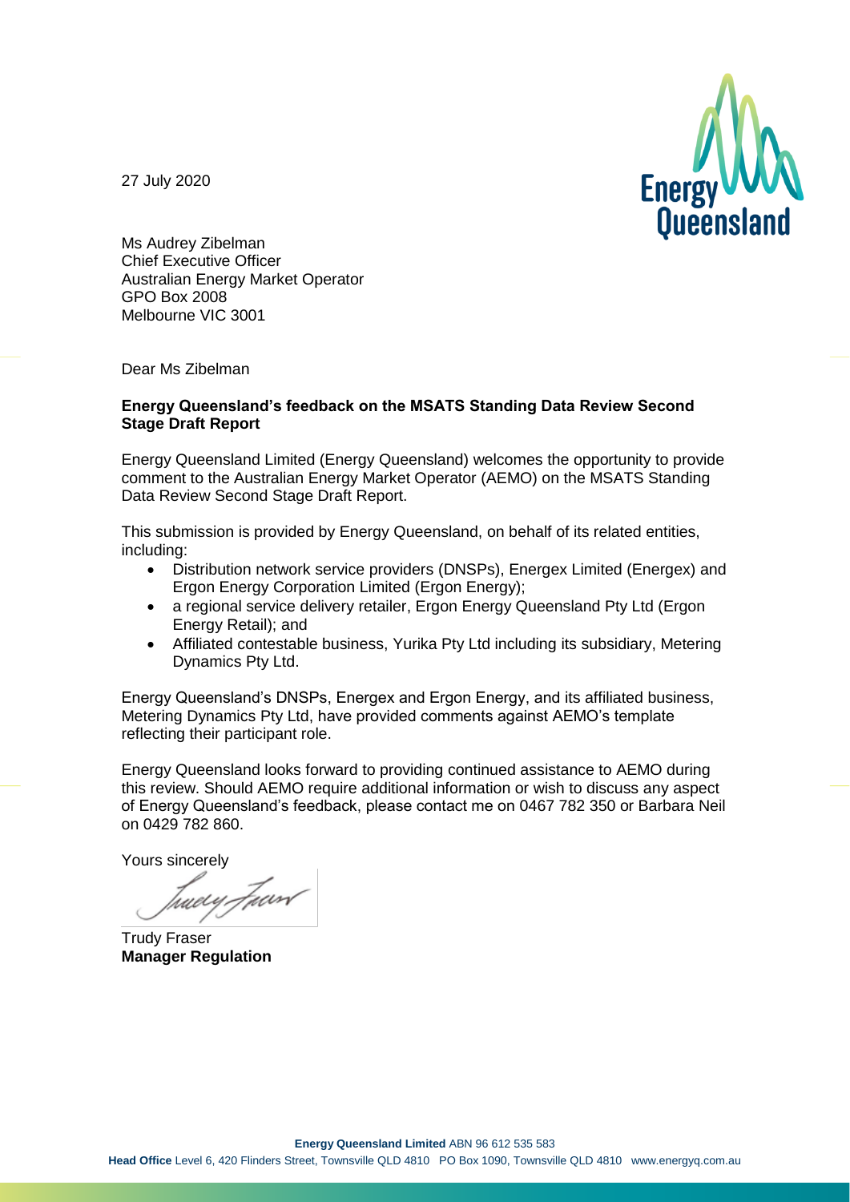27 July 2020

Ms Audrey Zibelman
Chief Executive Officer
Australian Energy Market Operator
GPO Box 2008
Melbourne VIC 3001

Dear Ms Zibelman

**Energy Queensland's feedback on the MSATS Standing Data Review Second Stage Draft Report**

Energy Queensland Limited (Energy Queensland) welcomes the opportunity to provide comment to the Australian Energy Market Operator (AEMO) on the MSATS Standing Data Review Second Stage Draft Report.

This submission is provided by Energy Queensland, on behalf of its related entities, including:

- Distribution network service providers (DNSPs), Energex Limited (Energex) and Ergon Energy Corporation Limited (Ergon Energy);
- a regional service delivery retailer, Ergon Energy Queensland Pty Ltd (Ergon Energy Retail); and
- Affiliated contestable business, Yurika Pty Ltd including its subsidiary, Metering Dynamics Pty Ltd.

Energy Queensland's DNSPs, Energex and Ergon Energy, and its affiliated business, Metering Dynamics Pty Ltd, have provided comments against AEMO's template reflecting their participant role.

Energy Queensland looks forward to providing continued assistance to AEMO during this review. Should AEMO require additional information or wish to discuss any aspect of Energy Queensland's feedback, please contact me on 0467 782 350 or Barbara Neil on 0429 782 860.

Yours sincerely

Trudy Fraser
**Manager Regulation**

**Energy Queensland Limited** ABN 96 612 535 583
**Head Office** Level 6, 420 Flinders Street, Townsville QLD 4810 PO Box 1090, Townsville QLD 4810 www.energyq.com.au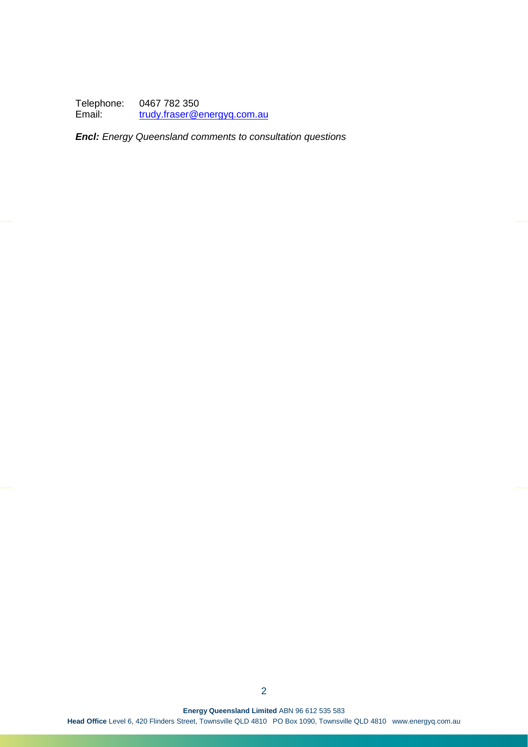Telephone: 0467 782 350
Email: trudy.fraser@energyq.com.au

***Encl:*** *Energy Queensland comments to consultation questions*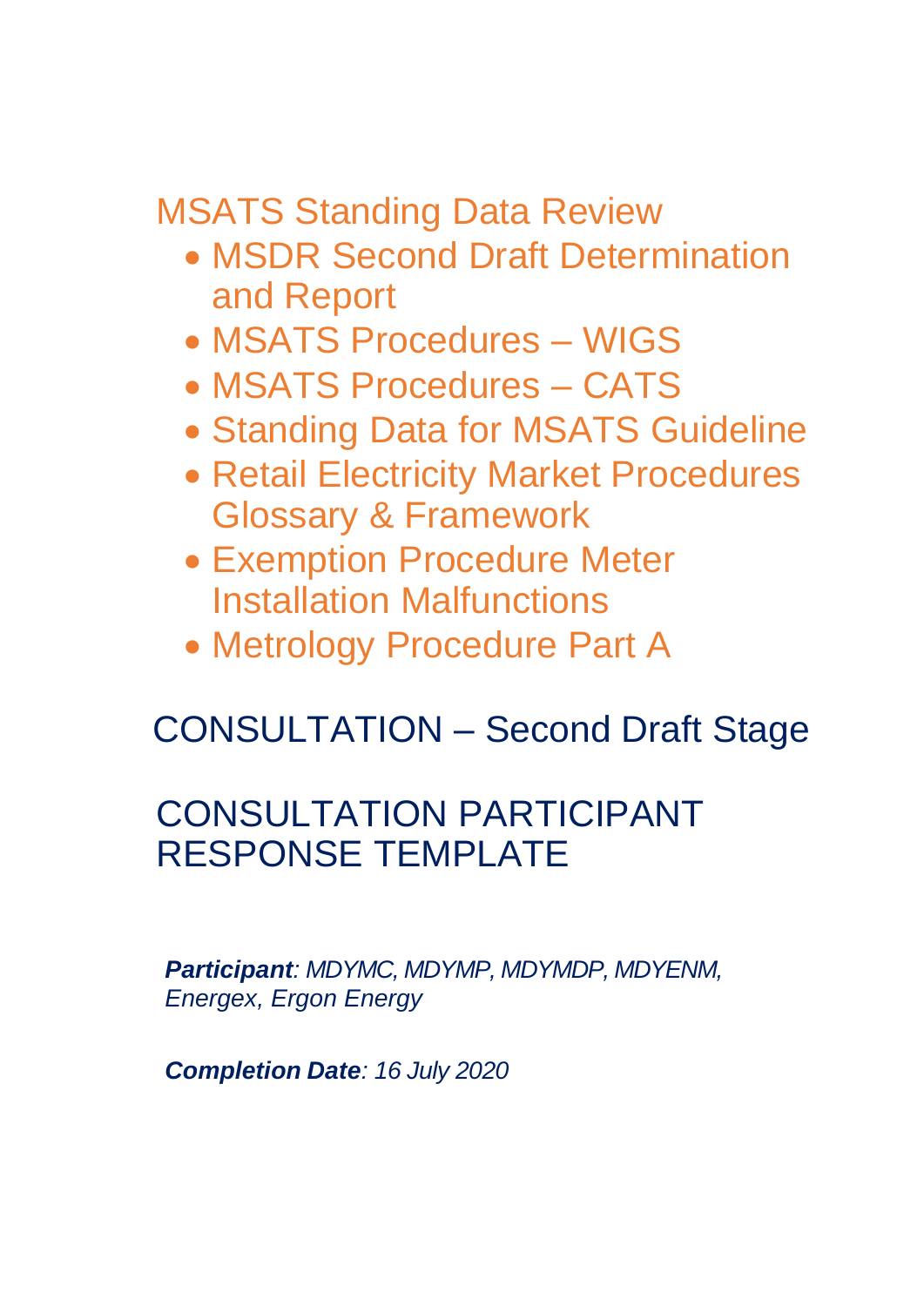# MSATS Standing Data Review

- MSDR Second Draft Determination and Report
- MSATS Procedures – WIGS
- MSATS Procedures – CATS
- Standing Data for MSATS Guideline
- Retail Electricity Market Procedures Glossary & Framework
- Exemption Procedure Meter Installation Malfunctions
- Metrology Procedure Part A

## CONSULTATION – Second Draft Stage

## CONSULTATION PARTICIPANT RESPONSE TEMPLATE

***Participant****: MDYMC, MDYMP, MDYMDP, MDYENM, Energex, Ergon Energy*

***Completion Date****: 16 July 2020*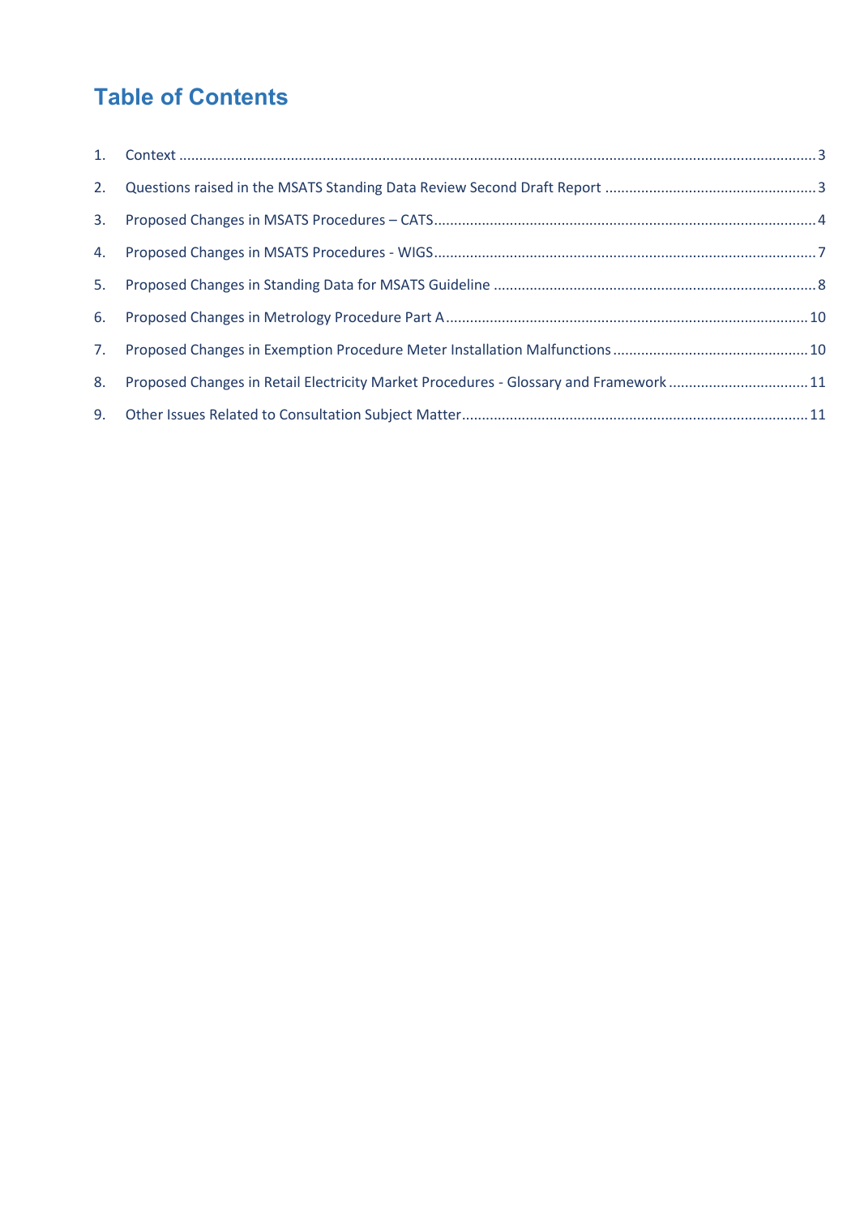# Table of Contents

1. Context ........................................................................................................................................................3
2. Questions raised in the MSATS Standing Data Review Second Draft Report ....................................................3
3. Proposed Changes in MSATS Procedures – CATS............................................................................................4
4. Proposed Changes in MSATS Procedures - WIGS............................................................................................7
5. Proposed Changes in Standing Data for MSATS Guideline ...............................................................................8
6. Proposed Changes in Metrology Procedure Part A.........................................................................................10
7. Proposed Changes in Exemption Procedure Meter Installation Malfunctions ...............................................10
8. Proposed Changes in Retail Electricity Market Procedures - Glossary and Framework ..................................11
9. Other Issues Related to Consultation Subject Matter.....................................................................................11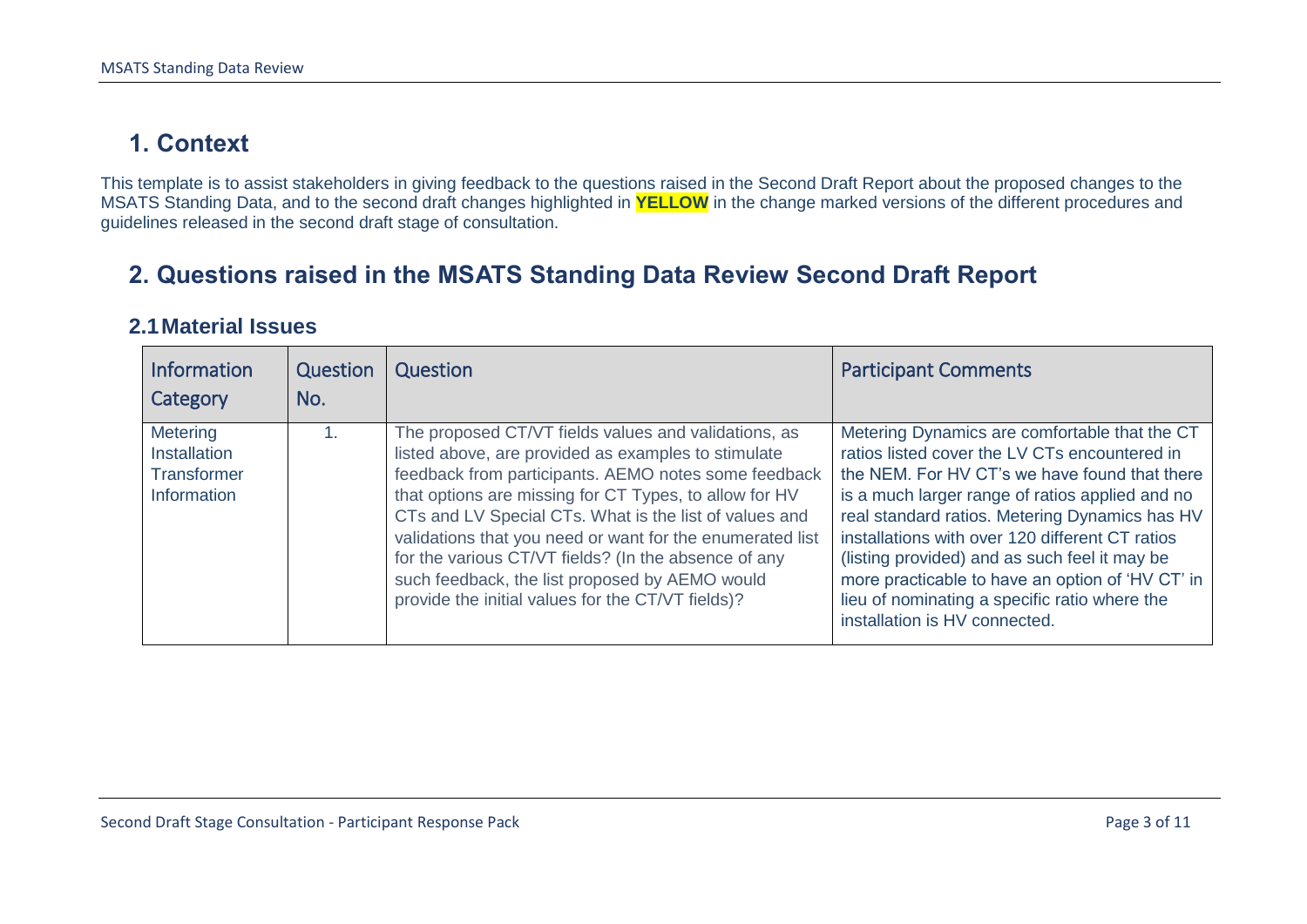# 1. Context

This template is to assist stakeholders in giving feedback to the questions raised in the Second Draft Report about the proposed changes to the MSATS Standing Data, and to the second draft changes highlighted in **YELLOW** in the change marked versions of the different procedures and guidelines released in the second draft stage of consultation.

# 2. Questions raised in the MSATS Standing Data Review Second Draft Report

## 2.1 Material Issues

| Information Category | Question No. | Question | Participant Comments |
|---|---|---|---|
| Metering Installation Transformer Information | 1. | The proposed CT/VT fields values and validations, as listed above, are provided as examples to stimulate feedback from participants. AEMO notes some feedback that options are missing for CT Types, to allow for HV CTs and LV Special CTs. What is the list of values and validations that you need or want for the enumerated list for the various CT/VT fields? (In the absence of any such feedback, the list proposed by AEMO would provide the initial values for the CT/VT fields)? | Metering Dynamics are comfortable that the CT ratios listed cover the LV CTs encountered in the NEM. For HV CT's we have found that there is a much larger range of ratios applied and no real standard ratios. Metering Dynamics has HV installations with over 120 different CT ratios (listing provided) and as such feel it may be more practicable to have an option of 'HV CT' in lieu of nominating a specific ratio where the installation is HV connected. |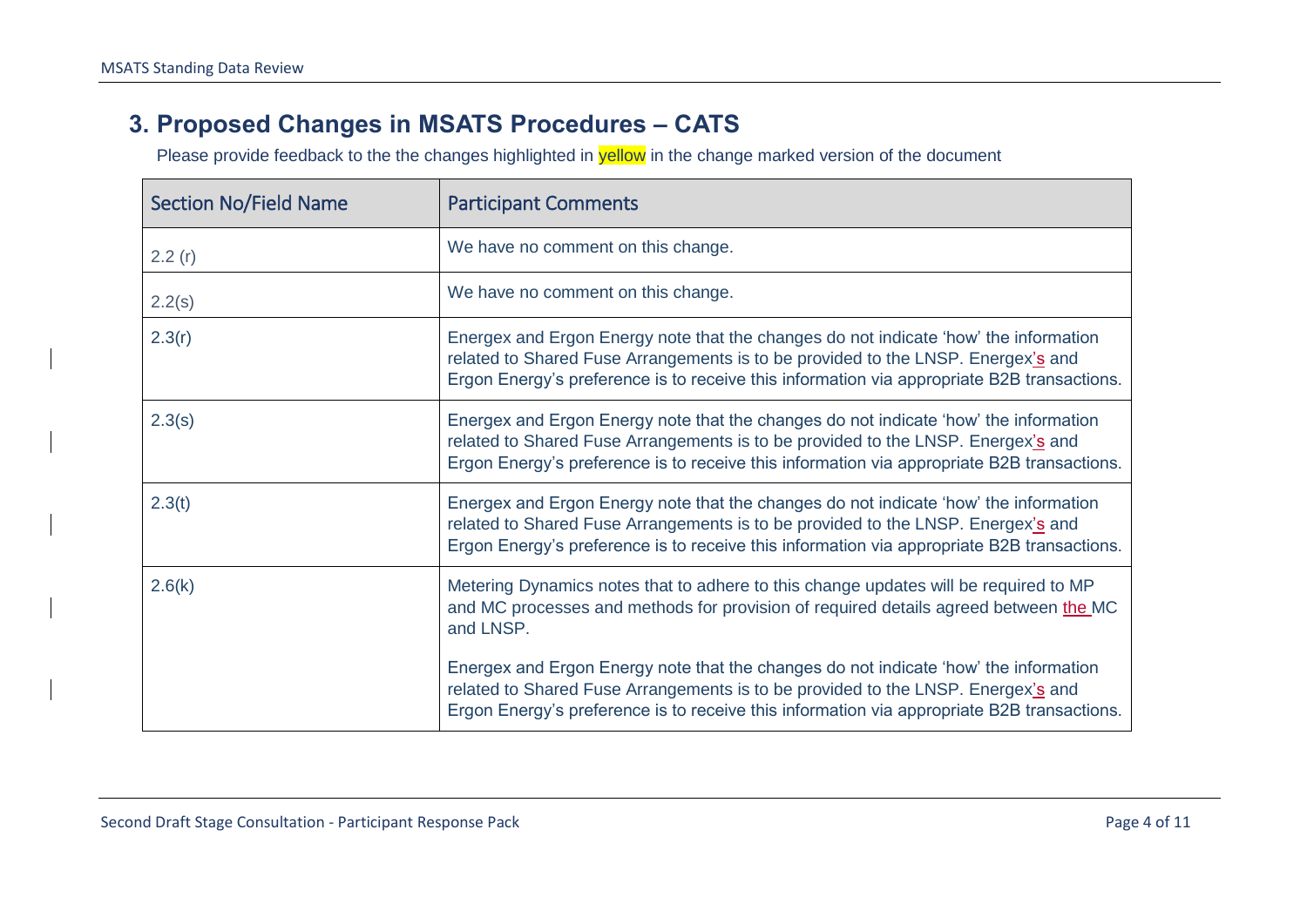## 3. Proposed Changes in MSATS Procedures – CATS

Please provide feedback to the the changes highlighted in yellow in the change marked version of the document

| Section No/Field Name | Participant Comments |
|---|---|
| 2.2 (r) | We have no comment on this change. |
| 2.2(s) | We have no comment on this change. |
| 2.3(r) | Energex and Ergon Energy note that the changes do not indicate 'how' the information related to Shared Fuse Arrangements is to be provided to the LNSP. Energex's and Ergon Energy's preference is to receive this information via appropriate B2B transactions. |
| 2.3(s) | Energex and Ergon Energy note that the changes do not indicate 'how' the information related to Shared Fuse Arrangements is to be provided to the LNSP. Energex's and Ergon Energy's preference is to receive this information via appropriate B2B transactions. |
| 2.3(t) | Energex and Ergon Energy note that the changes do not indicate 'how' the information related to Shared Fuse Arrangements is to be provided to the LNSP. Energex's and Ergon Energy's preference is to receive this information via appropriate B2B transactions. |
| 2.6(k) | Metering Dynamics notes that to adhere to this change updates will be required to MP and MC processes and methods for provision of required details agreed between the MC and LNSP.<br><br>Energex and Ergon Energy note that the changes do not indicate 'how' the information related to Shared Fuse Arrangements is to be provided to the LNSP. Energex's and Ergon Energy's preference is to receive this information via appropriate B2B transactions. |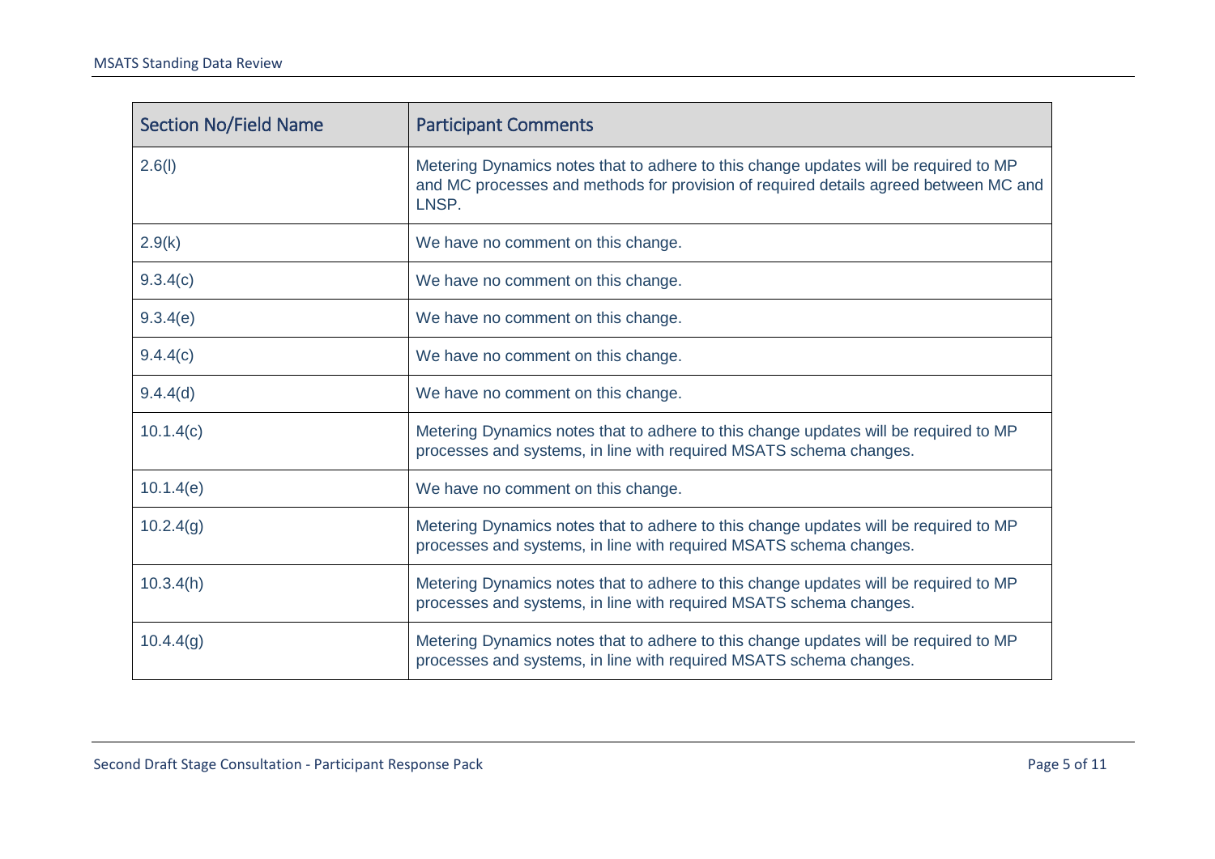| Section No/Field Name | Participant Comments |
|---|---|
| 2.6(l) | Metering Dynamics notes that to adhere to this change updates will be required to MP and MC processes and methods for provision of required details agreed between MC and LNSP. |
| 2.9(k) | We have no comment on this change. |
| 9.3.4(c) | We have no comment on this change. |
| 9.3.4(e) | We have no comment on this change. |
| 9.4.4(c) | We have no comment on this change. |
| 9.4.4(d) | We have no comment on this change. |
| 10.1.4(c) | Metering Dynamics notes that to adhere to this change updates will be required to MP processes and systems, in line with required MSATS schema changes. |
| 10.1.4(e) | We have no comment on this change. |
| 10.2.4(g) | Metering Dynamics notes that to adhere to this change updates will be required to MP processes and systems, in line with required MSATS schema changes. |
| 10.3.4(h) | Metering Dynamics notes that to adhere to this change updates will be required to MP processes and systems, in line with required MSATS schema changes. |
| 10.4.4(g) | Metering Dynamics notes that to adhere to this change updates will be required to MP processes and systems, in line with required MSATS schema changes. |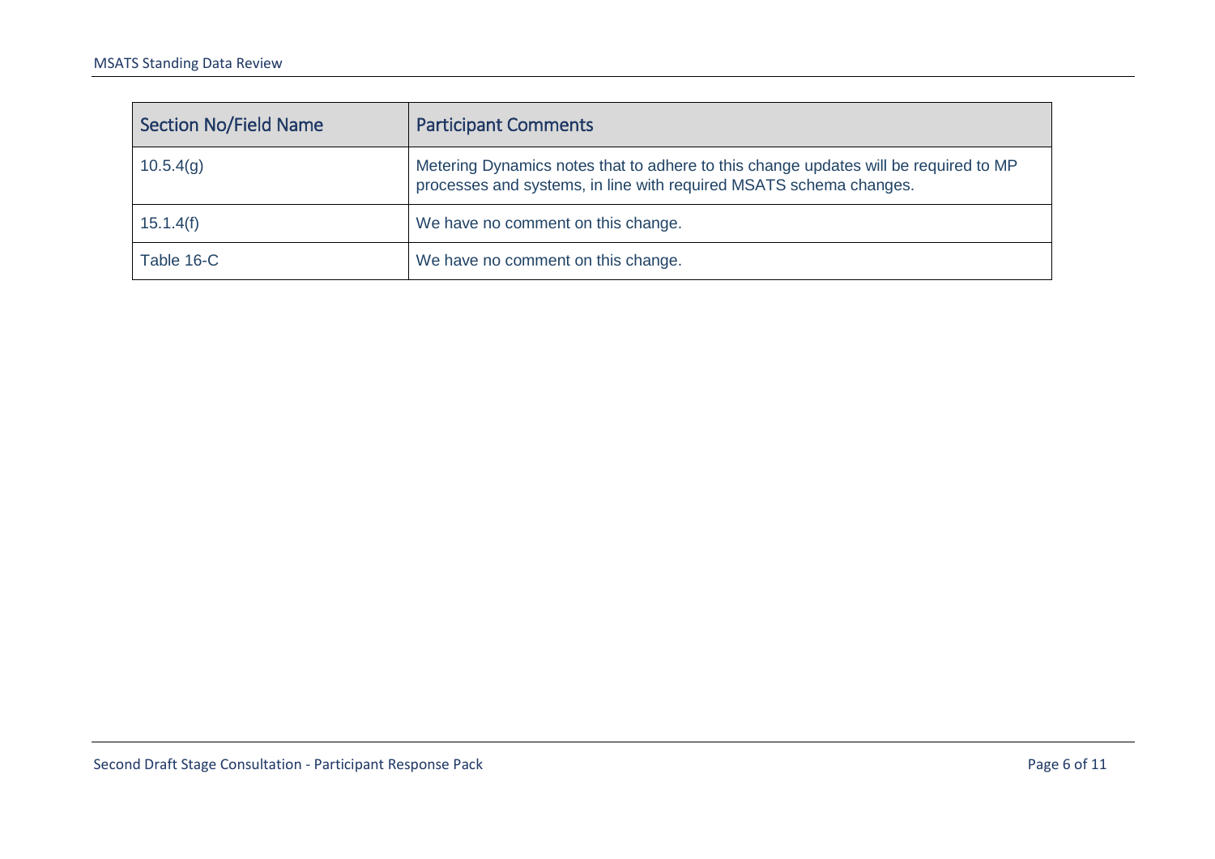| Section No/Field Name | Participant Comments |
| --- | --- |
| 10.5.4(g) | Metering Dynamics notes that to adhere to this change updates will be required to MP processes and systems, in line with required MSATS schema changes. |
| 15.1.4(f) | We have no comment on this change. |
| Table 16-C | We have no comment on this change. |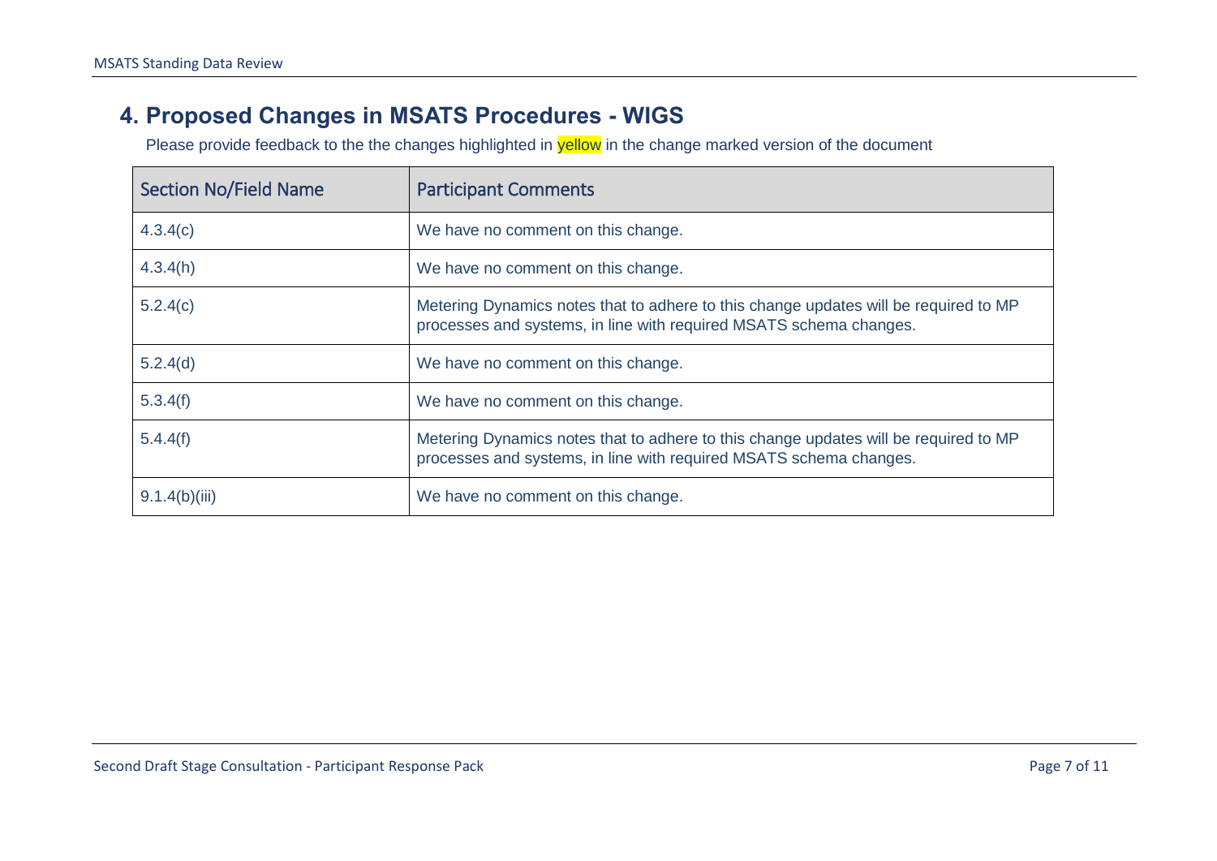## 4. Proposed Changes in MSATS Procedures - WIGS

Please provide feedback to the the changes highlighted in yellow in the change marked version of the document

| Section No/Field Name | Participant Comments |
|---|---|
| 4.3.4(c) | We have no comment on this change. |
| 4.3.4(h) | We have no comment on this change. |
| 5.2.4(c) | Metering Dynamics notes that to adhere to this change updates will be required to MP processes and systems, in line with required MSATS schema changes. |
| 5.2.4(d) | We have no comment on this change. |
| 5.3.4(f) | We have no comment on this change. |
| 5.4.4(f) | Metering Dynamics notes that to adhere to this change updates will be required to MP processes and systems, in line with required MSATS schema changes. |
| 9.1.4(b)(iii) | We have no comment on this change. |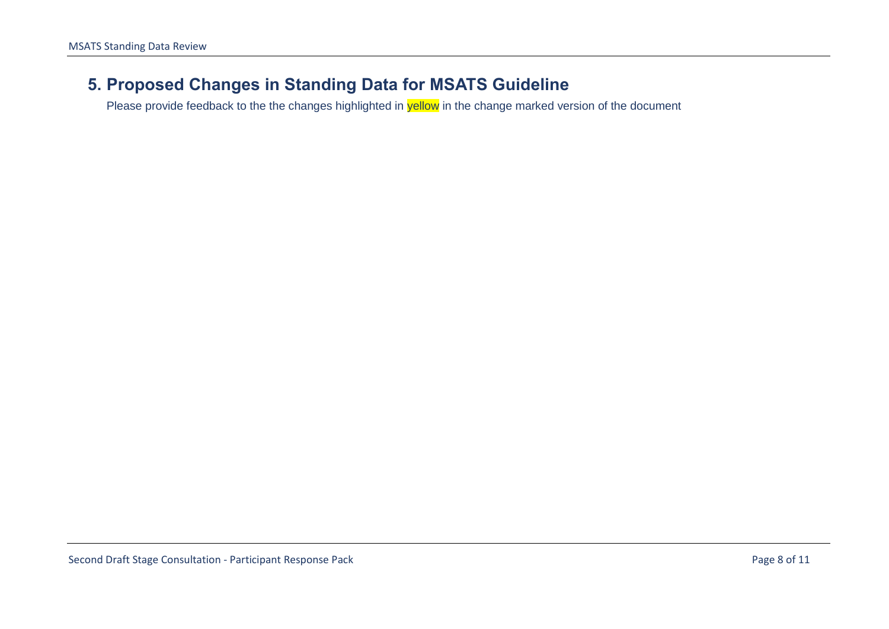## 5. Proposed Changes in Standing Data for MSATS Guideline

Please provide feedback to the the changes highlighted in yellow in the change marked version of the document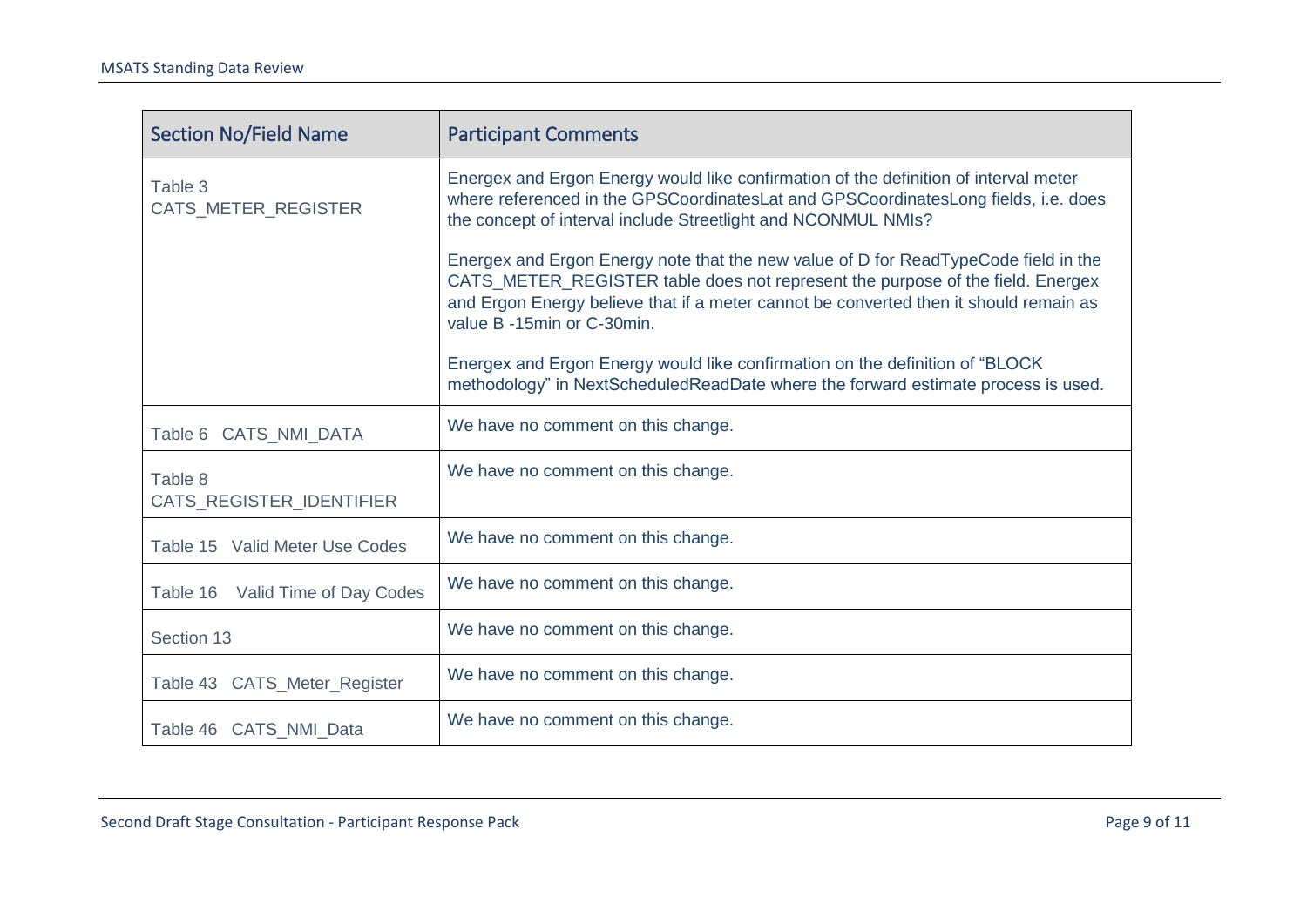| Section No/Field Name | Participant Comments |
|---|---|
| Table 3 CATS_METER_REGISTER | Energex and Ergon Energy would like confirmation of the definition of interval meter where referenced in the GPSCoordinatesLat and GPSCoordinatesLong fields, i.e. does the concept of interval include Streetlight and NCONMUL NMIs?<br><br>Energex and Ergon Energy note that the new value of D for ReadTypeCode field in the CATS_METER_REGISTER table does not represent the purpose of the field. Energex and Ergon Energy believe that if a meter cannot be converted then it should remain as value B -15min or C-30min.<br><br>Energex and Ergon Energy would like confirmation on the definition of "BLOCK methodology" in NextScheduledReadDate where the forward estimate process is used. |
| Table 6 CATS_NMI_DATA | We have no comment on this change. |
| Table 8 CATS_REGISTER_IDENTIFIER | We have no comment on this change. |
| Table 15 Valid Meter Use Codes | We have no comment on this change. |
| Table 16 Valid Time of Day Codes | We have no comment on this change. |
| Section 13 | We have no comment on this change. |
| Table 43 CATS_Meter_Register | We have no comment on this change. |
| Table 46 CATS_NMI_Data | We have no comment on this change. |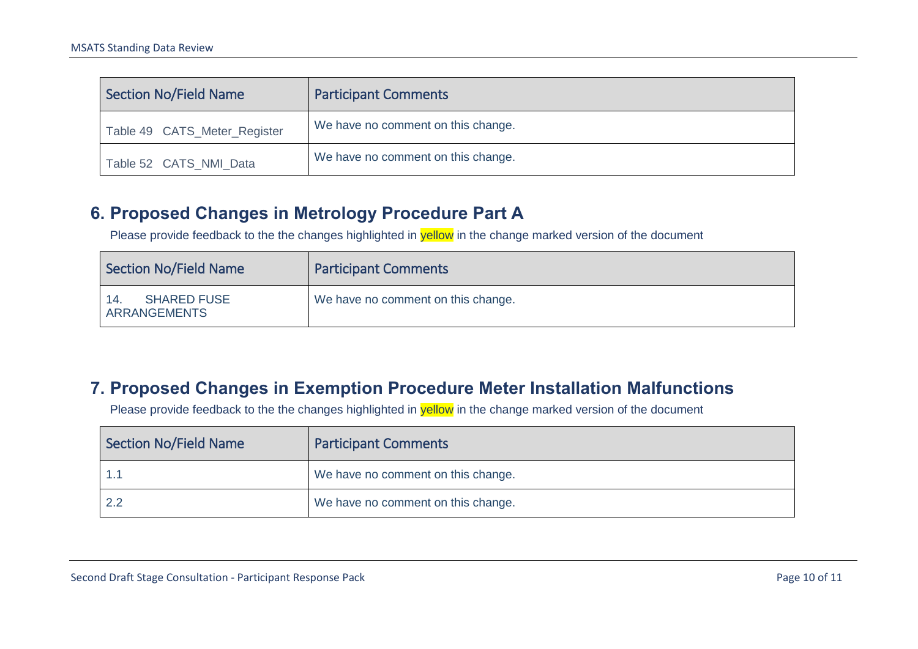| Section No/Field Name | Participant Comments |
| --- | --- |
| Table 49 CATS_Meter_Register | We have no comment on this change. |
| Table 52 CATS_NMI_Data | We have no comment on this change. |

## 6. Proposed Changes in Metrology Procedure Part A

Please provide feedback to the the changes highlighted in yellow in the change marked version of the document

| Section No/Field Name | Participant Comments |
| --- | --- |
| 14. SHARED FUSE ARRANGEMENTS | We have no comment on this change. |

## 7. Proposed Changes in Exemption Procedure Meter Installation Malfunctions

Please provide feedback to the the changes highlighted in yellow in the change marked version of the document

| Section No/Field Name | Participant Comments |
| --- | --- |
| 1.1 | We have no comment on this change. |
| 2.2 | We have no comment on this change. |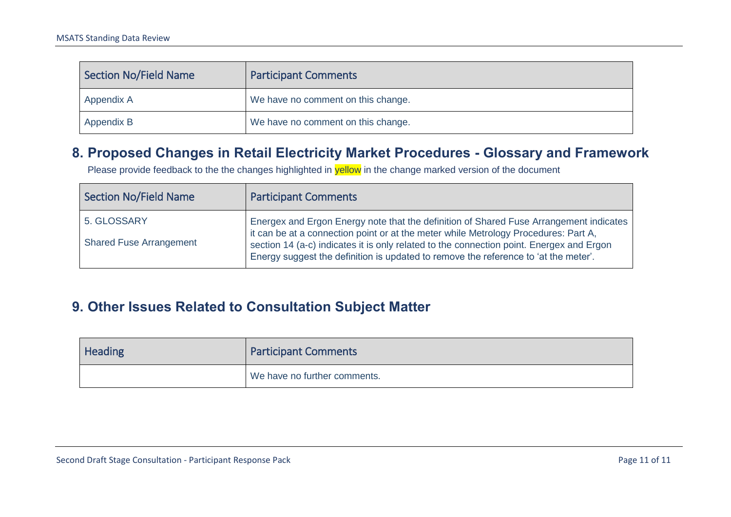| Section No/Field Name | Participant Comments |
| --- | --- |
| Appendix A | We have no comment on this change. |
| Appendix B | We have no comment on this change. |

## 8. Proposed Changes in Retail Electricity Market Procedures - Glossary and Framework

Please provide feedback to the the changes highlighted in yellow in the change marked version of the document

| Section No/Field Name | Participant Comments |
| --- | --- |
| 5. GLOSSARY<br><br>Shared Fuse Arrangement | Energex and Ergon Energy note that the definition of Shared Fuse Arrangement indicates it can be at a connection point or at the meter while Metrology Procedures: Part A, section 14 (a-c) indicates it is only related to the connection point. Energex and Ergon Energy suggest the definition is updated to remove the reference to 'at the meter'. |

## 9. Other Issues Related to Consultation Subject Matter

| Heading | Participant Comments |
| --- | --- |
| | We have no further comments. |